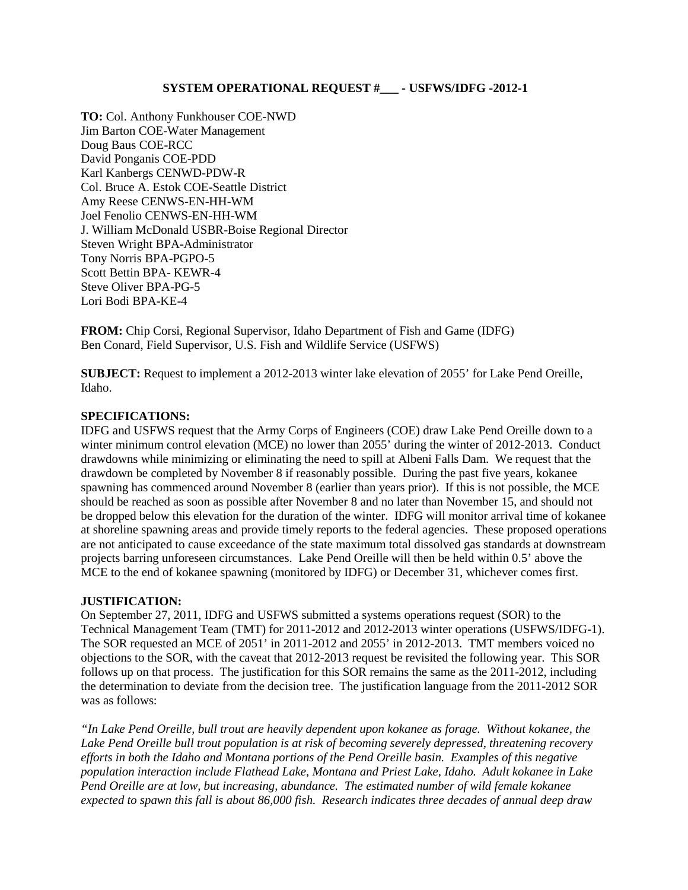**SYSTEM OPERATIONAL REQUEST #___ - USFWS/IDFG -2012-1**

**TO:** Col. Anthony Funkhouser COE-NWD
Jim Barton COE-Water Management
Doug Baus COE-RCC
David Ponganis COE-PDD
Karl Kanbergs CENWD-PDW-R
Col. Bruce A. Estok COE-Seattle District
Amy Reese CENWS-EN-HH-WM
Joel Fenolio CENWS-EN-HH-WM
J. William McDonald USBR-Boise Regional Director
Steven Wright BPA-Administrator
Tony Norris BPA-PGPO-5
Scott Bettin BPA- KEWR-4
Steve Oliver BPA-PG-5
Lori Bodi BPA-KE-4

**FROM:** Chip Corsi, Regional Supervisor, Idaho Department of Fish and Game (IDFG)
Ben Conard, Field Supervisor, U.S. Fish and Wildlife Service (USFWS)

**SUBJECT:** Request to implement a 2012-2013 winter lake elevation of 2055' for Lake Pend Oreille, Idaho.

**SPECIFICATIONS:**
IDFG and USFWS request that the Army Corps of Engineers (COE) draw Lake Pend Oreille down to a winter minimum control elevation (MCE) no lower than 2055' during the winter of 2012-2013. Conduct drawdowns while minimizing or eliminating the need to spill at Albeni Falls Dam. We request that the drawdown be completed by November 8 if reasonably possible. During the past five years, kokanee spawning has commenced around November 8 (earlier than years prior). If this is not possible, the MCE should be reached as soon as possible after November 8 and no later than November 15, and should not be dropped below this elevation for the duration of the winter. IDFG will monitor arrival time of kokanee at shoreline spawning areas and provide timely reports to the federal agencies. These proposed operations are not anticipated to cause exceedance of the state maximum total dissolved gas standards at downstream projects barring unforeseen circumstances. Lake Pend Oreille will then be held within 0.5' above the MCE to the end of kokanee spawning (monitored by IDFG) or December 31, whichever comes first.

**JUSTIFICATION:**
On September 27, 2011, IDFG and USFWS submitted a systems operations request (SOR) to the Technical Management Team (TMT) for 2011-2012 and 2012-2013 winter operations (USFWS/IDFG-1). The SOR requested an MCE of 2051' in 2011-2012 and 2055' in 2012-2013. TMT members voiced no objections to the SOR, with the caveat that 2012-2013 request be revisited the following year. This SOR follows up on that process. The justification for this SOR remains the same as the 2011-2012, including the determination to deviate from the decision tree. The justification language from the 2011-2012 SOR was as follows:

*"In Lake Pend Oreille, bull trout are heavily dependent upon kokanee as forage. Without kokanee, the Lake Pend Oreille bull trout population is at risk of becoming severely depressed, threatening recovery efforts in both the Idaho and Montana portions of the Pend Oreille basin. Examples of this negative population interaction include Flathead Lake, Montana and Priest Lake, Idaho. Adult kokanee in Lake Pend Oreille are at low, but increasing, abundance. The estimated number of wild female kokanee expected to spawn this fall is about 86,000 fish. Research indicates three decades of annual deep draw*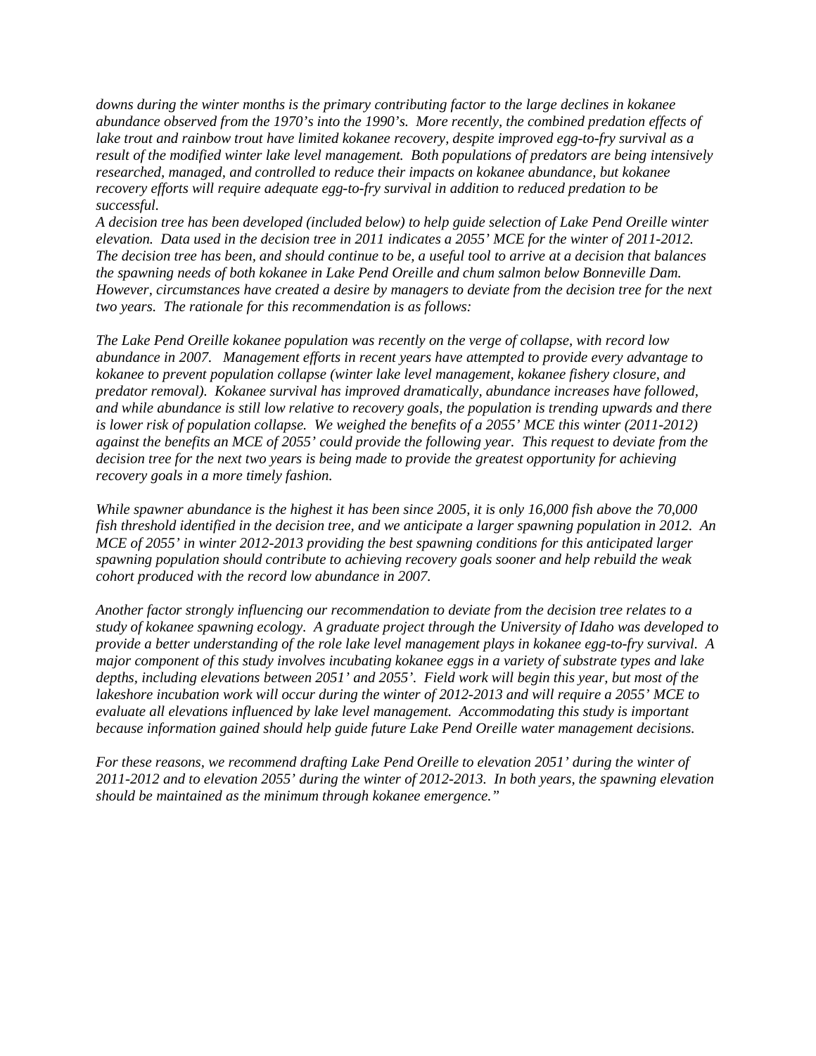*downs during the winter months is the primary contributing factor to the large declines in kokanee abundance observed from the 1970's into the 1990's. More recently, the combined predation effects of lake trout and rainbow trout have limited kokanee recovery, despite improved egg-to-fry survival as a result of the modified winter lake level management. Both populations of predators are being intensively researched, managed, and controlled to reduce their impacts on kokanee abundance, but kokanee recovery efforts will require adequate egg-to-fry survival in addition to reduced predation to be successful.*

*A decision tree has been developed (included below) to help guide selection of Lake Pend Oreille winter elevation. Data used in the decision tree in 2011 indicates a 2055' MCE for the winter of 2011-2012. The decision tree has been, and should continue to be, a useful tool to arrive at a decision that balances the spawning needs of both kokanee in Lake Pend Oreille and chum salmon below Bonneville Dam. However, circumstances have created a desire by managers to deviate from the decision tree for the next two years. The rationale for this recommendation is as follows:*

*The Lake Pend Oreille kokanee population was recently on the verge of collapse, with record low abundance in 2007. Management efforts in recent years have attempted to provide every advantage to kokanee to prevent population collapse (winter lake level management, kokanee fishery closure, and predator removal). Kokanee survival has improved dramatically, abundance increases have followed, and while abundance is still low relative to recovery goals, the population is trending upwards and there is lower risk of population collapse. We weighed the benefits of a 2055' MCE this winter (2011-2012) against the benefits an MCE of 2055' could provide the following year. This request to deviate from the decision tree for the next two years is being made to provide the greatest opportunity for achieving recovery goals in a more timely fashion.*

*While spawner abundance is the highest it has been since 2005, it is only 16,000 fish above the 70,000 fish threshold identified in the decision tree, and we anticipate a larger spawning population in 2012. An MCE of 2055' in winter 2012-2013 providing the best spawning conditions for this anticipated larger spawning population should contribute to achieving recovery goals sooner and help rebuild the weak cohort produced with the record low abundance in 2007.*

*Another factor strongly influencing our recommendation to deviate from the decision tree relates to a study of kokanee spawning ecology. A graduate project through the University of Idaho was developed to provide a better understanding of the role lake level management plays in kokanee egg-to-fry survival. A major component of this study involves incubating kokanee eggs in a variety of substrate types and lake depths, including elevations between 2051' and 2055'. Field work will begin this year, but most of the lakeshore incubation work will occur during the winter of 2012-2013 and will require a 2055' MCE to evaluate all elevations influenced by lake level management. Accommodating this study is important because information gained should help guide future Lake Pend Oreille water management decisions.*

*For these reasons, we recommend drafting Lake Pend Oreille to elevation 2051' during the winter of 2011-2012 and to elevation 2055' during the winter of 2012-2013. In both years, the spawning elevation should be maintained as the minimum through kokanee emergence."*